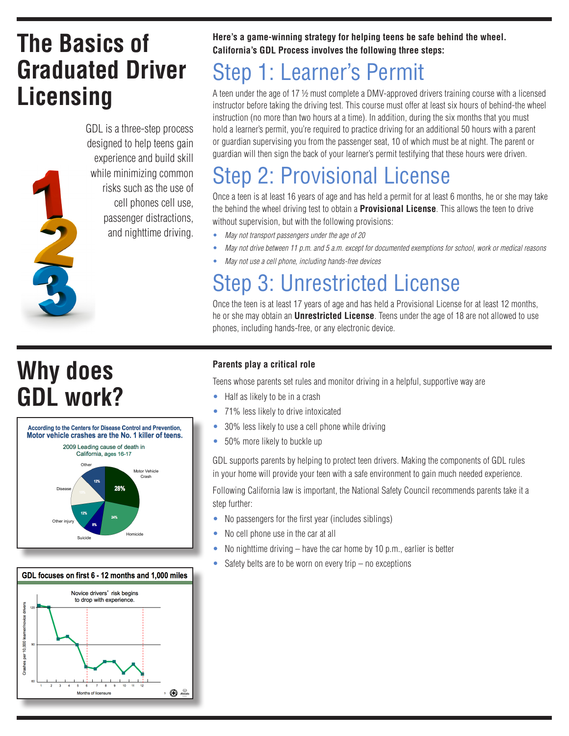# The Basics of Graduated Driver Licensing

GDL is a three-step process designed to help teens gain experience and build skill while minimizing common risks such as the use of cell phones cell use, passenger distractions, and nighttime driving.

**Here's a game-winning strategy for helping teens be safe behind the wheel. California's GDL Process involves the following three steps:**

## Step 1: Learner's Permit

A teen under the age of 17 ½ must complete a DMV-approved drivers training course with a licensed instructor before taking the driving test. This course must offer at least six hours of behind-the wheel instruction (no more than two hours at a time). In addition, during the six months that you must hold a learner's permit, you're required to practice driving for an additional 50 hours with a parent or guardian supervising you from the passenger seat, 10 of which must be at night. The parent or guardian will then sign the back of your learner's permit testifying that these hours were driven.

## Step 2: Provisional License

Once a teen is at least 16 years of age and has held a permit for at least 6 months, he or she may take the behind the wheel driving test to obtain a **Provisional License**. This allows the teen to drive without supervision, but with the following provisions:

- *May not transport passengers under the age of 20*
- *May not drive between 11 p.m. and 5 a.m. except for documented exemptions for school, work or medical reasons*
- *May not use a cell phone, including hands-free devices*

## Step 3: Unrestricted License

Once the teen is at least 17 years of age and has held a Provisional License for at least 12 months, he or she may obtain an **Unrestricted License**. Teens under the age of 18 are not allowed to use phones, including hands-free, or any electronic device.

# Why does GDL work?

According to the Centers for Disease Control and Prevention, Motor vehicle crashes are the No. 1 killer of teens.

2009 Leading cause of death in California, ages 16-17

Other 12%
Motor Vehicle Crash 28%
Homicide 24%
Suicide 8%
Other injury 12%
Disease 15%

GDL focuses on first 6 - 12 months and 1,000 miles

Novice drivers' risk begins to drop with experience.

Crashes per 10,000 learner/novice drivers

120
90
60

1 2 3 4 5 6 7 8 9 10 11 12

Months of licensure

**Parents play a critical role**

Teens whose parents set rules and monitor driving in a helpful, supportive way are

- Half as likely to be in a crash
- 71% less likely to drive intoxicated
- 30% less likely to use a cell phone while driving
- 50% more likely to buckle up

GDL supports parents by helping to protect teen drivers. Making the components of GDL rules in your home will provide your teen with a safe environment to gain much needed experience.

Following California law is important, the National Safety Council recommends parents take it a step further:

- No passengers for the first year (includes siblings)
- No cell phone use in the car at all
- No nighttime driving – have the car home by 10 p.m., earlier is better
- Safety belts are to be worn on every trip – no exceptions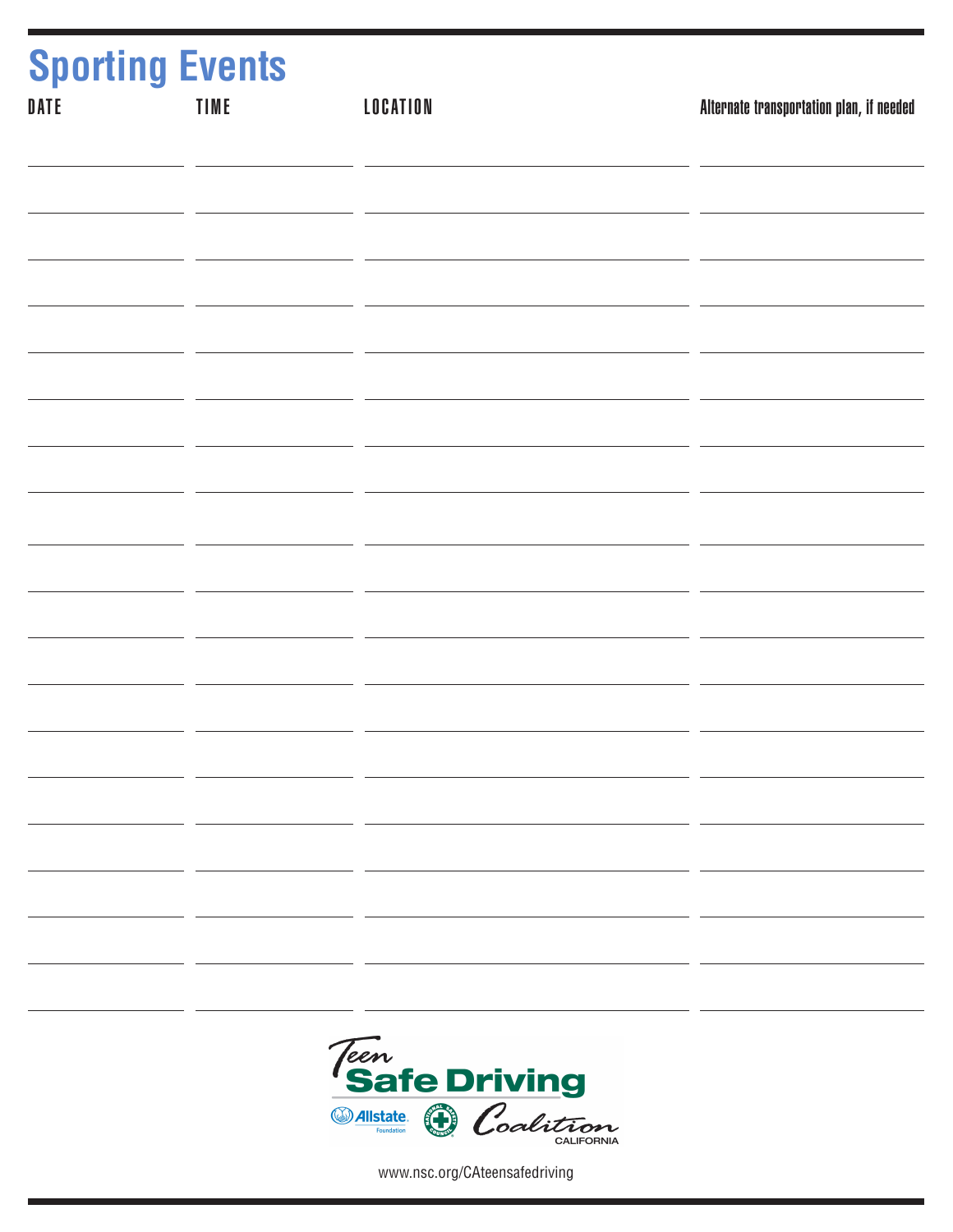## Sporting Events

| DATE | TIME | LOCATION | Alternate transportation plan, if needed |
| --- | --- | --- | --- |
| | | | |
| | | | |
| | | | |
| | | | |
| | | | |
| | | | |
| | | | |
| | | | |
| | | | |
| | | | |
| | | | |
| | | | |
| | | | |
| | | | |
| | | | |
| | | | |
| | | | |
| | | | |
| | | | |

Teen Safe Driving Coalition CALIFORNIA

Allstate Foundation

www.nsc.org/CAteensafedriving